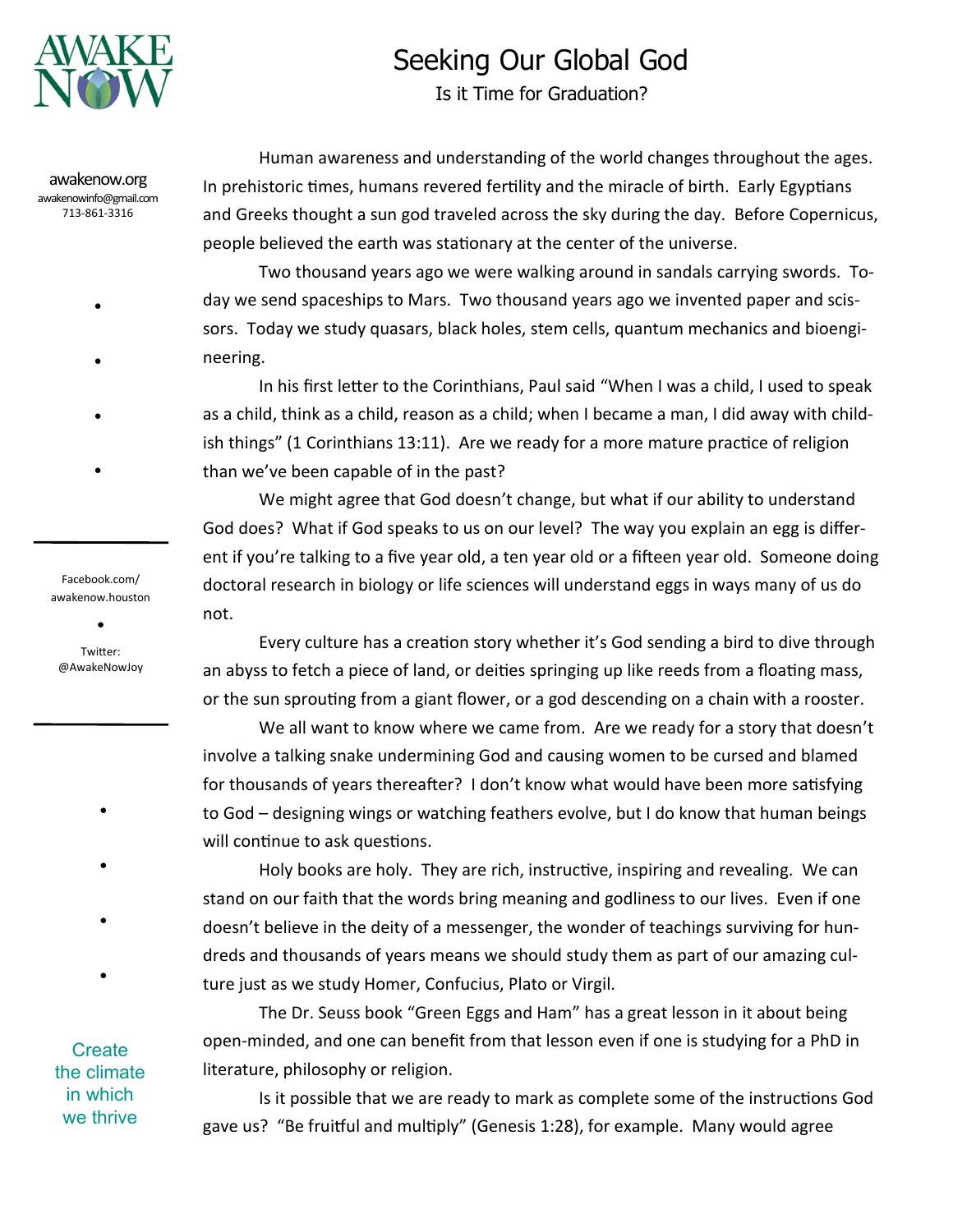AWAKE NOW

awakenow.org
awakenowinfo@gmail.com
713-861-3316

Facebook.com/awakenow.houston

Twitter: @AwakeNowJoy

Create the climate in which we thrive

# Seeking Our Global God

## Is it Time for Graduation?

Human awareness and understanding of the world changes throughout the ages. In prehistoric times, humans revered fertility and the miracle of birth. Early Egyptians and Greeks thought a sun god traveled across the sky during the day. Before Copernicus, people believed the earth was stationary at the center of the universe.

Two thousand years ago we were walking around in sandals carrying swords. Today we send spaceships to Mars. Two thousand years ago we invented paper and scissors. Today we study quasars, black holes, stem cells, quantum mechanics and bioengineering.

In his first letter to the Corinthians, Paul said "When I was a child, I used to speak as a child, think as a child, reason as a child; when I became a man, I did away with childish things" (1 Corinthians 13:11). Are we ready for a more mature practice of religion than we've been capable of in the past?

We might agree that God doesn't change, but what if our ability to understand God does? What if God speaks to us on our level? The way you explain an egg is different if you're talking to a five year old, a ten year old or a fifteen year old. Someone doing doctoral research in biology or life sciences will understand eggs in ways many of us do not.

Every culture has a creation story whether it's God sending a bird to dive through an abyss to fetch a piece of land, or deities springing up like reeds from a floating mass, or the sun sprouting from a giant flower, or a god descending on a chain with a rooster.

We all want to know where we came from. Are we ready for a story that doesn't involve a talking snake undermining God and causing women to be cursed and blamed for thousands of years thereafter? I don't know what would have been more satisfying to God – designing wings or watching feathers evolve, but I do know that human beings will continue to ask questions.

Holy books are holy. They are rich, instructive, inspiring and revealing. We can stand on our faith that the words bring meaning and godliness to our lives. Even if one doesn't believe in the deity of a messenger, the wonder of teachings surviving for hundreds and thousands of years means we should study them as part of our amazing culture just as we study Homer, Confucius, Plato or Virgil.

The Dr. Seuss book "Green Eggs and Ham" has a great lesson in it about being open-minded, and one can benefit from that lesson even if one is studying for a PhD in literature, philosophy or religion.

Is it possible that we are ready to mark as complete some of the instructions God gave us? "Be fruitful and multiply" (Genesis 1:28), for example. Many would agree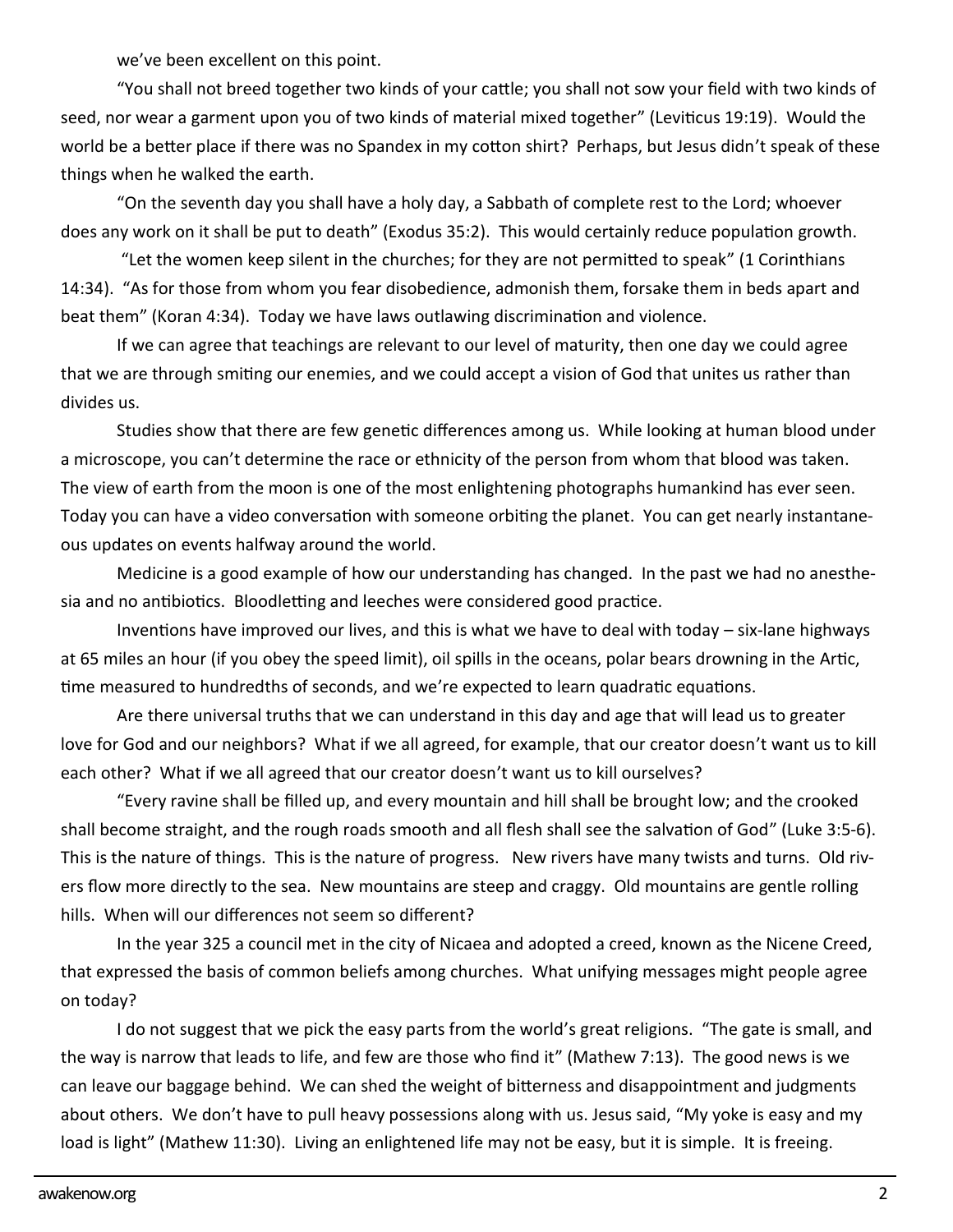we've been excellent on this point.

"You shall not breed together two kinds of your cattle; you shall not sow your field with two kinds of seed, nor wear a garment upon you of two kinds of material mixed together" (Leviticus 19:19). Would the world be a better place if there was no Spandex in my cotton shirt? Perhaps, but Jesus didn't speak of these things when he walked the earth.

"On the seventh day you shall have a holy day, a Sabbath of complete rest to the Lord; whoever does any work on it shall be put to death" (Exodus 35:2). This would certainly reduce population growth.

"Let the women keep silent in the churches; for they are not permitted to speak" (1 Corinthians 14:34). "As for those from whom you fear disobedience, admonish them, forsake them in beds apart and beat them" (Koran 4:34). Today we have laws outlawing discrimination and violence.

If we can agree that teachings are relevant to our level of maturity, then one day we could agree that we are through smiting our enemies, and we could accept a vision of God that unites us rather than divides us.

Studies show that there are few genetic differences among us. While looking at human blood under a microscope, you can't determine the race or ethnicity of the person from whom that blood was taken. The view of earth from the moon is one of the most enlightening photographs humankind has ever seen. Today you can have a video conversation with someone orbiting the planet. You can get nearly instantaneous updates on events halfway around the world.

Medicine is a good example of how our understanding has changed. In the past we had no anesthesia and no antibiotics. Bloodletting and leeches were considered good practice.

Inventions have improved our lives, and this is what we have to deal with today – six-lane highways at 65 miles an hour (if you obey the speed limit), oil spills in the oceans, polar bears drowning in the Artic, time measured to hundredths of seconds, and we're expected to learn quadratic equations.

Are there universal truths that we can understand in this day and age that will lead us to greater love for God and our neighbors? What if we all agreed, for example, that our creator doesn't want us to kill each other? What if we all agreed that our creator doesn't want us to kill ourselves?

"Every ravine shall be filled up, and every mountain and hill shall be brought low; and the crooked shall become straight, and the rough roads smooth and all flesh shall see the salvation of God" (Luke 3:5-6). This is the nature of things. This is the nature of progress. New rivers have many twists and turns. Old rivers flow more directly to the sea. New mountains are steep and craggy. Old mountains are gentle rolling hills. When will our differences not seem so different?

In the year 325 a council met in the city of Nicaea and adopted a creed, known as the Nicene Creed, that expressed the basis of common beliefs among churches. What unifying messages might people agree on today?

I do not suggest that we pick the easy parts from the world's great religions. "The gate is small, and the way is narrow that leads to life, and few are those who find it" (Mathew 7:13). The good news is we can leave our baggage behind. We can shed the weight of bitterness and disappointment and judgments about others. We don't have to pull heavy possessions along with us. Jesus said, "My yoke is easy and my load is light" (Mathew 11:30). Living an enlightened life may not be easy, but it is simple. It is freeing.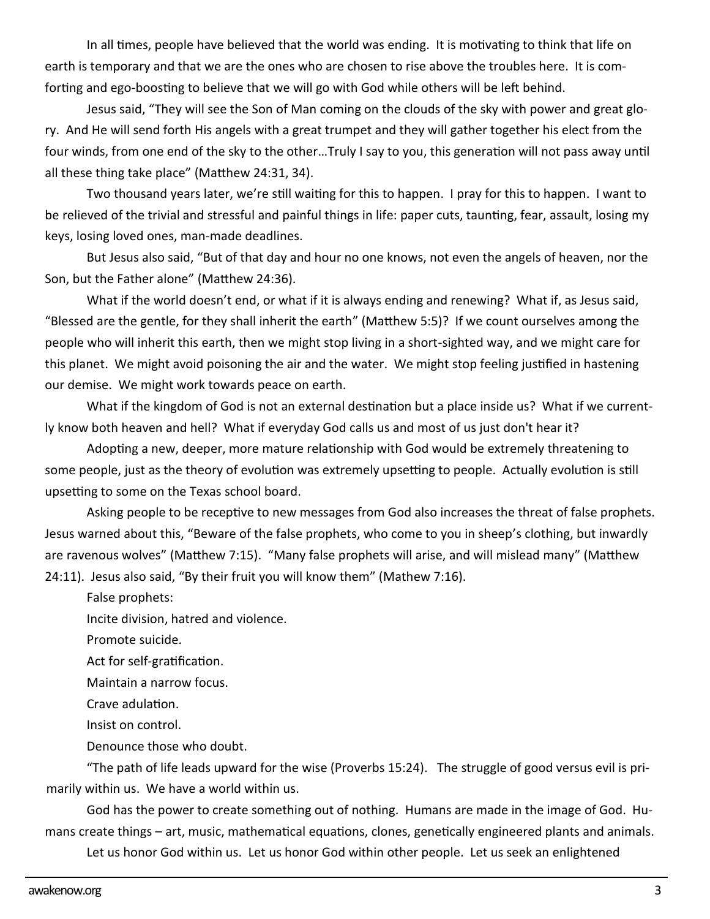In all times, people have believed that the world was ending. It is motivating to think that life on earth is temporary and that we are the ones who are chosen to rise above the troubles here. It is comforting and ego-boosting to believe that we will go with God while others will be left behind.

Jesus said, “They will see the Son of Man coming on the clouds of the sky with power and great glory. And He will send forth His angels with a great trumpet and they will gather together his elect from the four winds, from one end of the sky to the other…Truly I say to you, this generation will not pass away until all these thing take place” (Matthew 24:31, 34).

Two thousand years later, we’re still waiting for this to happen. I pray for this to happen. I want to be relieved of the trivial and stressful and painful things in life: paper cuts, taunting, fear, assault, losing my keys, losing loved ones, man-made deadlines.

But Jesus also said, “But of that day and hour no one knows, not even the angels of heaven, nor the Son, but the Father alone” (Matthew 24:36).

What if the world doesn’t end, or what if it is always ending and renewing? What if, as Jesus said, “Blessed are the gentle, for they shall inherit the earth” (Matthew 5:5)? If we count ourselves among the people who will inherit this earth, then we might stop living in a short-sighted way, and we might care for this planet. We might avoid poisoning the air and the water. We might stop feeling justified in hastening our demise. We might work towards peace on earth.

What if the kingdom of God is not an external destination but a place inside us? What if we currently know both heaven and hell? What if everyday God calls us and most of us just don't hear it?

Adopting a new, deeper, more mature relationship with God would be extremely threatening to some people, just as the theory of evolution was extremely upsetting to people. Actually evolution is still upsetting to some on the Texas school board.

Asking people to be receptive to new messages from God also increases the threat of false prophets. Jesus warned about this, “Beware of the false prophets, who come to you in sheep’s clothing, but inwardly are ravenous wolves” (Matthew 7:15). “Many false prophets will arise, and will mislead many” (Matthew 24:11). Jesus also said, “By their fruit you will know them” (Mathew 7:16).

False prophets:

Incite division, hatred and violence.

Promote suicide.

Act for self-gratification.

Maintain a narrow focus.

Crave adulation.

Insist on control.

Denounce those who doubt.

“The path of life leads upward for the wise (Proverbs 15:24). The struggle of good versus evil is primarily within us. We have a world within us.

God has the power to create something out of nothing. Humans are made in the image of God. Humans create things – art, music, mathematical equations, clones, genetically engineered plants and animals.

Let us honor God within us. Let us honor God within other people. Let us seek an enlightened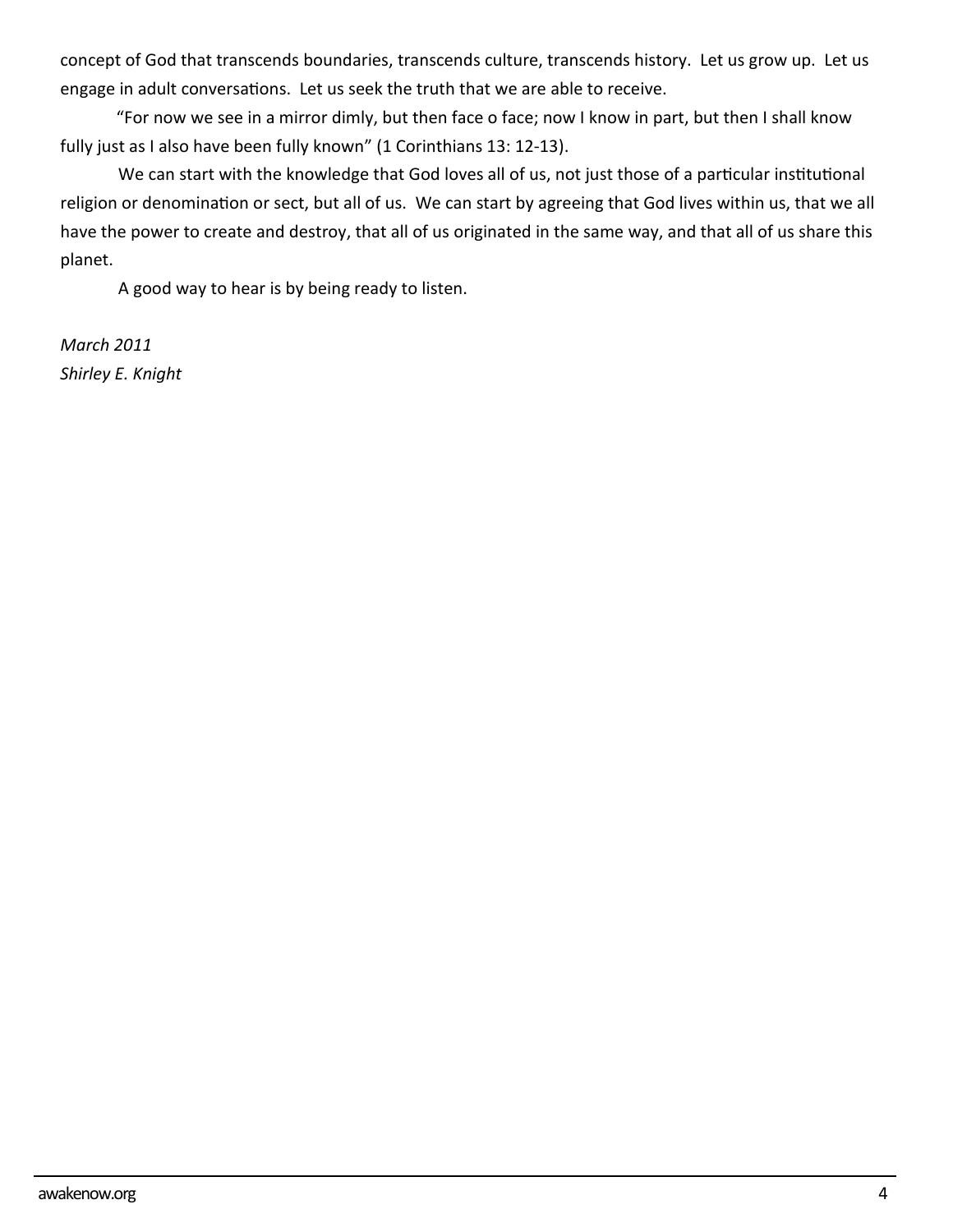concept of God that transcends boundaries, transcends culture, transcends history. Let us grow up. Let us engage in adult conversations. Let us seek the truth that we are able to receive.

"For now we see in a mirror dimly, but then face o face; now I know in part, but then I shall know fully just as I also have been fully known" (1 Corinthians 13: 12-13).

We can start with the knowledge that God loves all of us, not just those of a particular institutional religion or denomination or sect, but all of us. We can start by agreeing that God lives within us, that we all have the power to create and destroy, that all of us originated in the same way, and that all of us share this planet.

A good way to hear is by being ready to listen.

*March 2011*
*Shirley E. Knight*